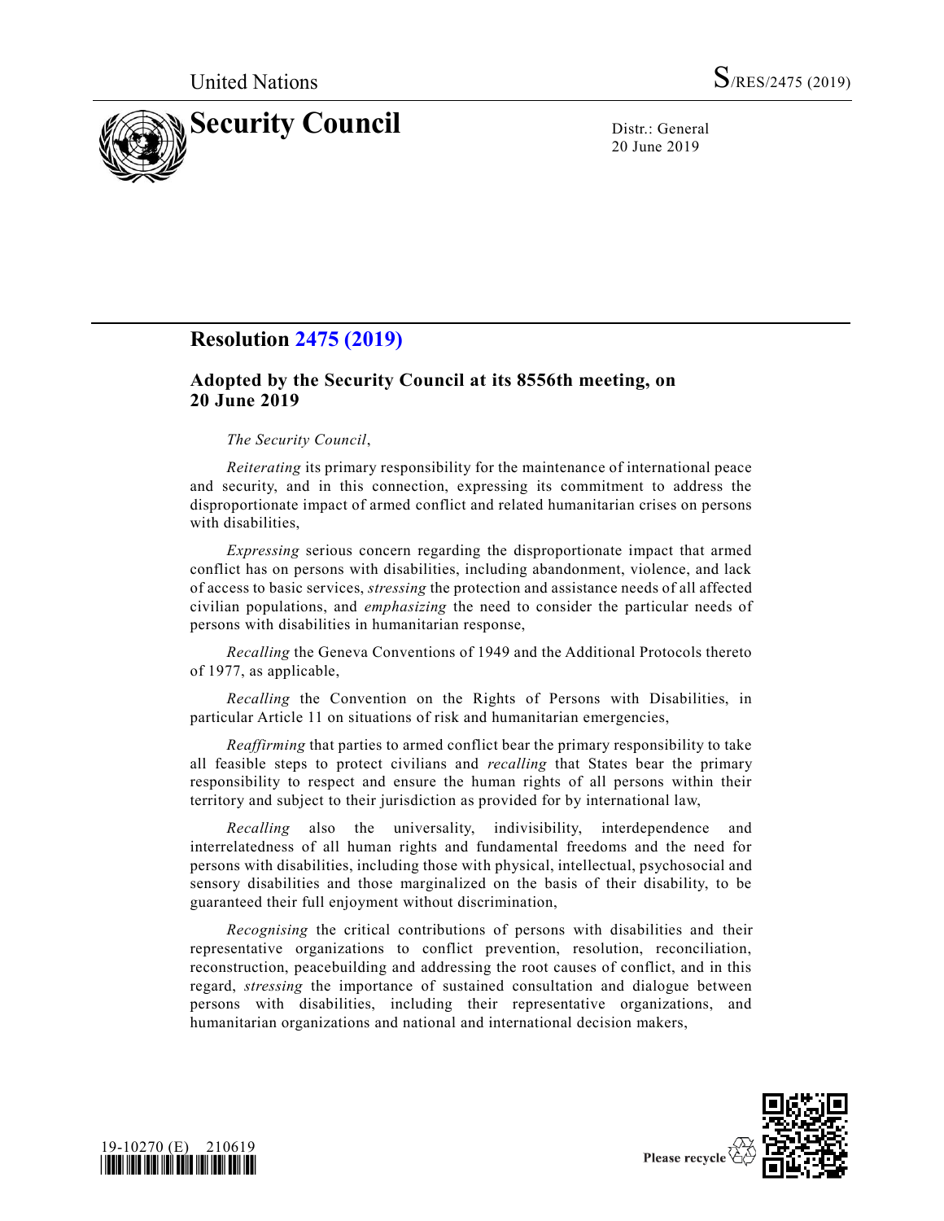United Nations S/RES/2475 (2019)

# Security Council

Distr.: General
20 June 2019

## Resolution 2475 (2019)

### Adopted by the Security Council at its 8556th meeting, on 20 June 2019

*The Security Council*,

*Reiterating* its primary responsibility for the maintenance of international peace and security, and in this connection, expressing its commitment to address the disproportionate impact of armed conflict and related humanitarian crises on persons with disabilities,

*Expressing* serious concern regarding the disproportionate impact that armed conflict has on persons with disabilities, including abandonment, violence, and lack of access to basic services, *stressing* the protection and assistance needs of all affected civilian populations, and *emphasizing* the need to consider the particular needs of persons with disabilities in humanitarian response,

*Recalling* the Geneva Conventions of 1949 and the Additional Protocols thereto of 1977, as applicable,

*Recalling* the Convention on the Rights of Persons with Disabilities, in particular Article 11 on situations of risk and humanitarian emergencies,

*Reaffirming* that parties to armed conflict bear the primary responsibility to take all feasible steps to protect civilians and *recalling* that States bear the primary responsibility to respect and ensure the human rights of all persons within their territory and subject to their jurisdiction as provided for by international law,

*Recalling* also the universality, indivisibility, interdependence and interrelatedness of all human rights and fundamental freedoms and the need for persons with disabilities, including those with physical, intellectual, psychosocial and sensory disabilities and those marginalized on the basis of their disability, to be guaranteed their full enjoyment without discrimination,

*Recognising* the critical contributions of persons with disabilities and their representative organizations to conflict prevention, resolution, reconciliation, reconstruction, peacebuilding and addressing the root causes of conflict, and in this regard, *stressing* the importance of sustained consultation and dialogue between persons with disabilities, including their representative organizations, and humanitarian organizations and national and international decision makers,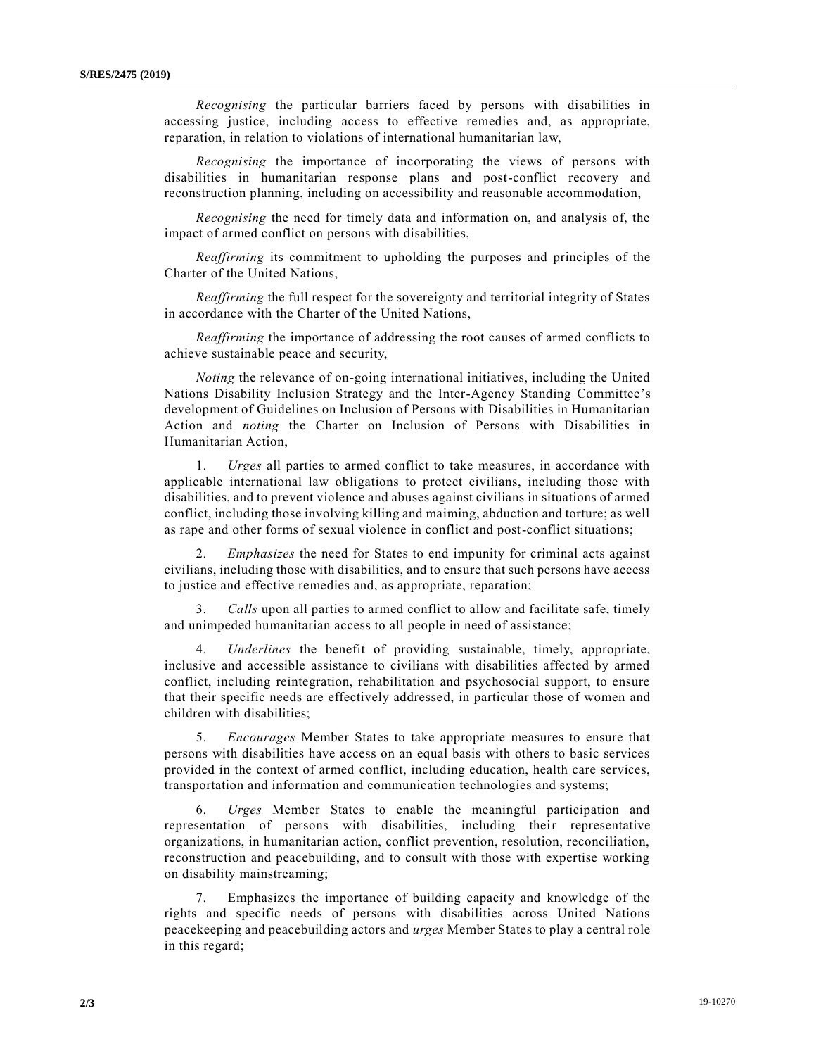*Recognising* the particular barriers faced by persons with disabilities in accessing justice, including access to effective remedies and, as appropriate, reparation, in relation to violations of international humanitarian law,

*Recognising* the importance of incorporating the views of persons with disabilities in humanitarian response plans and post-conflict recovery and reconstruction planning, including on accessibility and reasonable accommodation,

*Recognising* the need for timely data and information on, and analysis of, the impact of armed conflict on persons with disabilities,

*Reaffirming* its commitment to upholding the purposes and principles of the Charter of the United Nations,

*Reaffirming* the full respect for the sovereignty and territorial integrity of States in accordance with the Charter of the United Nations,

*Reaffirming* the importance of addressing the root causes of armed conflicts to achieve sustainable peace and security,

*Noting* the relevance of on-going international initiatives, including the United Nations Disability Inclusion Strategy and the Inter-Agency Standing Committee's development of Guidelines on Inclusion of Persons with Disabilities in Humanitarian Action and *noting* the Charter on Inclusion of Persons with Disabilities in Humanitarian Action,

1. *Urges* all parties to armed conflict to take measures, in accordance with applicable international law obligations to protect civilians, including those with disabilities, and to prevent violence and abuses against civilians in situations of armed conflict, including those involving killing and maiming, abduction and torture; as well as rape and other forms of sexual violence in conflict and post-conflict situations;

2. *Emphasizes* the need for States to end impunity for criminal acts against civilians, including those with disabilities, and to ensure that such persons have access to justice and effective remedies and, as appropriate, reparation;

3. *Calls* upon all parties to armed conflict to allow and facilitate safe, timely and unimpeded humanitarian access to all people in need of assistance;

4. *Underlines* the benefit of providing sustainable, timely, appropriate, inclusive and accessible assistance to civilians with disabilities affected by armed conflict, including reintegration, rehabilitation and psychosocial support, to ensure that their specific needs are effectively addressed, in particular those of women and children with disabilities;

5. *Encourages* Member States to take appropriate measures to ensure that persons with disabilities have access on an equal basis with others to basic services provided in the context of armed conflict, including education, health care services, transportation and information and communication technologies and systems;

6. *Urges* Member States to enable the meaningful participation and representation of persons with disabilities, including their representative organizations, in humanitarian action, conflict prevention, resolution, reconciliation, reconstruction and peacebuilding, and to consult with those with expertise working on disability mainstreaming;

7. Emphasizes the importance of building capacity and knowledge of the rights and specific needs of persons with disabilities across United Nations peacekeeping and peacebuilding actors and *urges* Member States to play a central role in this regard;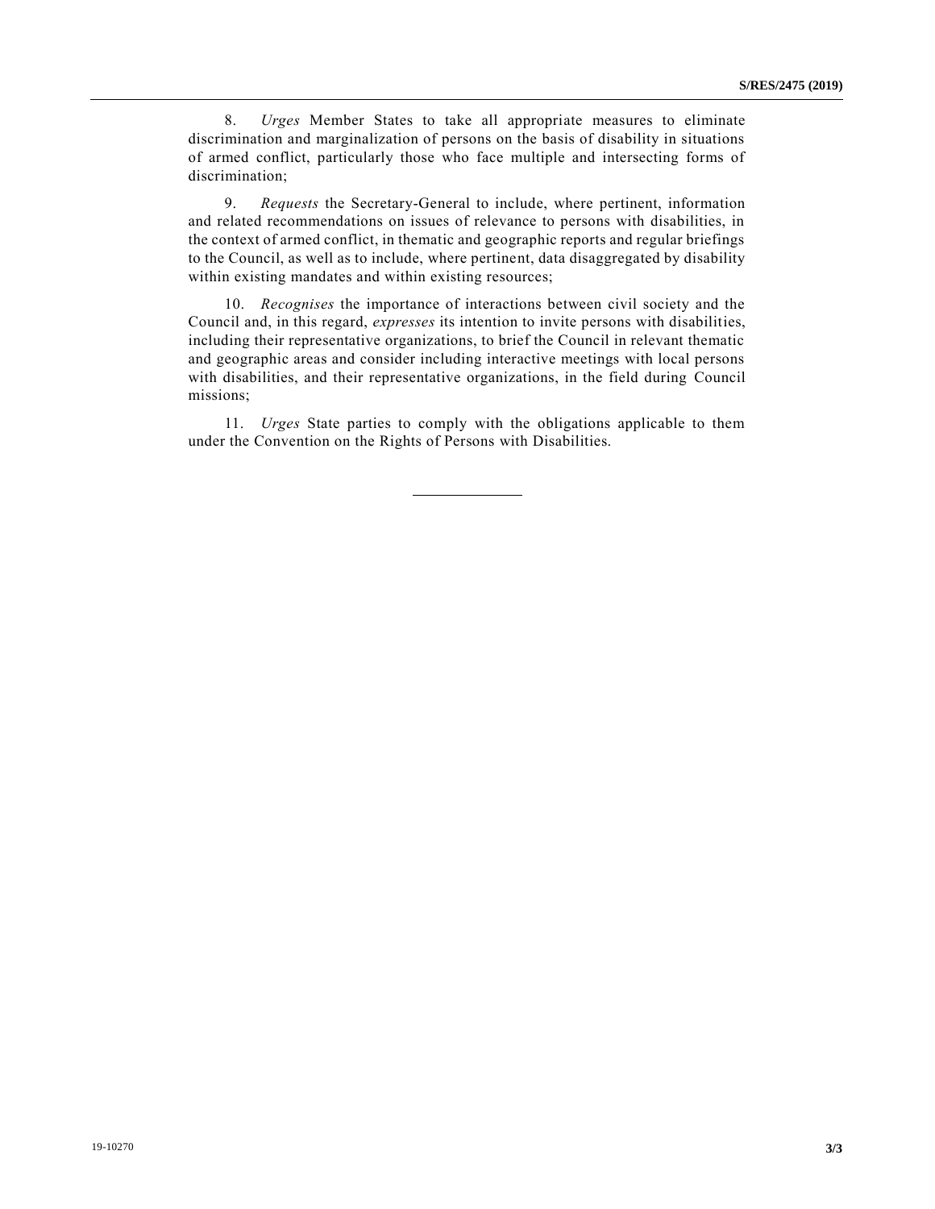8. *Urges* Member States to take all appropriate measures to eliminate discrimination and marginalization of persons on the basis of disability in situations of armed conflict, particularly those who face multiple and intersecting forms of discrimination;

9. *Requests* the Secretary-General to include, where pertinent, information and related recommendations on issues of relevance to persons with disabilities, in the context of armed conflict, in thematic and geographic reports and regular briefings to the Council, as well as to include, where pertinent, data disaggregated by disability within existing mandates and within existing resources;

10. *Recognises* the importance of interactions between civil society and the Council and, in this regard, *expresses* its intention to invite persons with disabilities, including their representative organizations, to brief the Council in relevant thematic and geographic areas and consider including interactive meetings with local persons with disabilities, and their representative organizations, in the field during Council missions;

11. *Urges* State parties to comply with the obligations applicable to them under the Convention on the Rights of Persons with Disabilities.